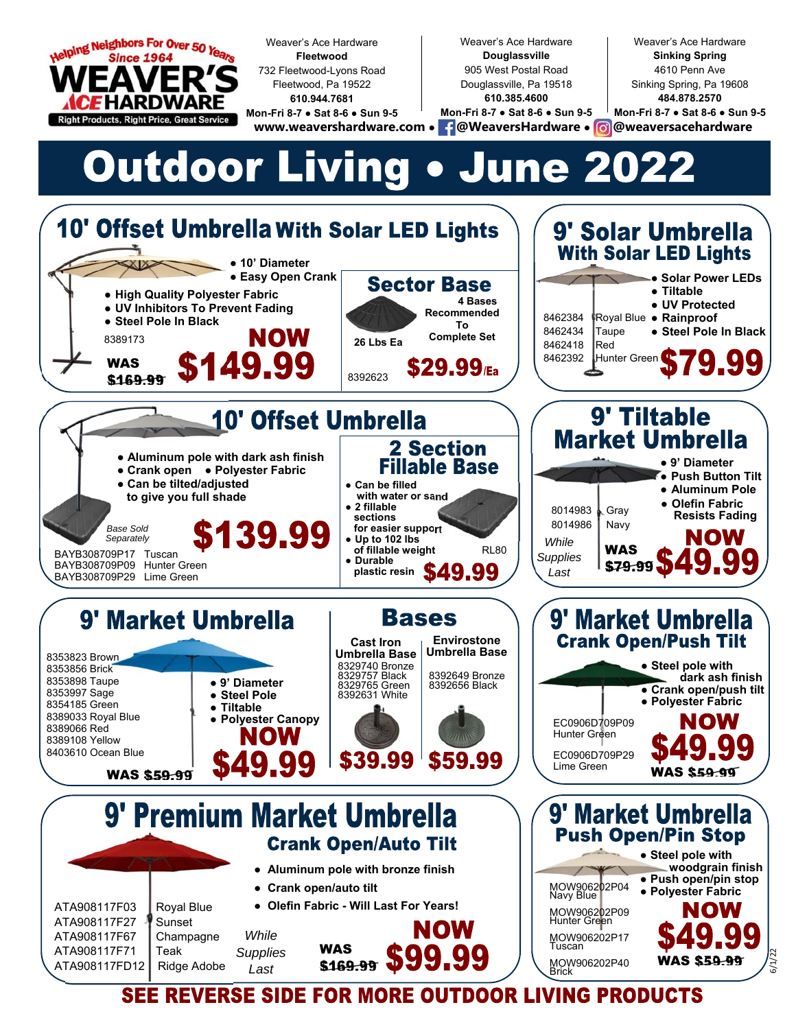Helping Neighbors For Over 50 Years Since 1964

# WEAVER'S ACE HARDWARE

Right Products, Right Price, Great Service

Weaver's Ace Hardware
**Fleetwood**
732 Fleetwood-Lyons Road
Fleetwood, Pa 19522
**610.944.7681**
**Mon-Fri 8-7 • Sat 8-6 • Sun 9-5**

Weaver's Ace Hardware
**Douglassville**
905 West Postal Road
Douglassville, Pa 19518
**610.385.4600**
**Mon-Fri 8-7 • Sat 8-6 • Sun 9-5**

Weaver's Ace Hardware
**Sinking Spring**
4610 Penn Ave
Sinking Spring, Pa 19608
**484.878.2570**
**Mon-Fri 8-7 • Sat 8-6 • Sun 9-5**

**www.weavershardware.com • @WeaversHardware • @weaversacehardware**

# Outdoor Living • June 2022

## 10' Offset Umbrella With Solar LED Lights

- 10' Diameter
- Easy Open Crank
- High Quality Polyester Fabric
- UV Inhibitors To Prevent Fading
- Steel Pole In Black

8389173

**WAS ~~$169.99~~ NOW $149.99**

### Sector Base

26 Lbs Ea

4 Bases Recommended To Complete Set

8392623

**$29.99/Ea**

## 9' Solar Umbrella With Solar LED Lights

- Solar Power LEDs
- Tiltable
- UV Protected
- Rainproof
- Steel Pole In Black

8462384 Royal Blue
8462434 Taupe
8462418 Red
8462392 Hunter Green

**$79.99**

## 10' Offset Umbrella

- Aluminum pole with dark ash finish
- Crank open
- Polyester Fabric
- Can be tilted/adjusted to give you full shade

*Base Sold Separately*

**$139.99**

BAYB308709P17 Tuscan
BAYB308709P09 Hunter Green
BAYB308709P29 Lime Green

### 2 Section Fillable Base

- Can be filled with water or sand
- 2 fillable sections for easier support
- Up to 102 lbs of fillable weight
- Durable plastic resin

RL80

**$49.99**

## 9' Tiltable Market Umbrella

- 9' Diameter
- Push Button Tilt
- Aluminum Pole
- Olefin Fabric Resists Fading

8014983 Gray
8014986 Navy

*While Supplies Last*

**WAS ~~$79.99~~ NOW $49.99**

## 9' Market Umbrella

8353823 Brown
8353856 Brick
8353898 Taupe
8353997 Sage
8354185 Green
8389033 Royal Blue
8389066 Red
8389108 Yellow
8403610 Ocean Blue

- 9' Diameter
- Steel Pole
- Tiltable
- Polyester Canopy

**WAS ~~$59.99~~ NOW $49.99**

## Bases

**Cast Iron Umbrella Base**
8329740 Bronze
8329757 Black
8329765 Green
8392631 White

**$39.99**

**Envirostone Umbrella Base**
8392649 Bronze
8392656 Black

**$59.99**

## 9' Market Umbrella Crank Open/Push Tilt

- Steel pole with dark ash finish
- Crank open/push tilt
- Polyester Fabric

EC0906D709P09 Hunter Green
EC0906D709P29 Lime Green

**NOW $49.99 WAS ~~$59.99~~**

## 9' Premium Market Umbrella Crank Open/Auto Tilt

- Aluminum pole with bronze finish
- Crank open/auto tilt
- Olefin Fabric - Will Last For Years!

ATA908117F03 Royal Blue
ATA908117F27 Sunset
ATA908117F67 Champagne
ATA908117F71 Teak
ATA908117FD12 Ridge Adobe

*While Supplies Last*

**WAS ~~$169.99~~ NOW $99.99**

## 9' Market Umbrella Push Open/Pin Stop

- Steel pole with woodgrain finish
- Push open/pin stop
- Polyester Fabric

MOW906202P04 Navy Blue
MOW906202P09 Hunter Green
MOW906202P17 Tuscan
MOW906202P40 Brick

**NOW $49.99 WAS ~~$59.99~~**

6/1/22

**SEE REVERSE SIDE FOR MORE OUTDOOR LIVING PRODUCTS**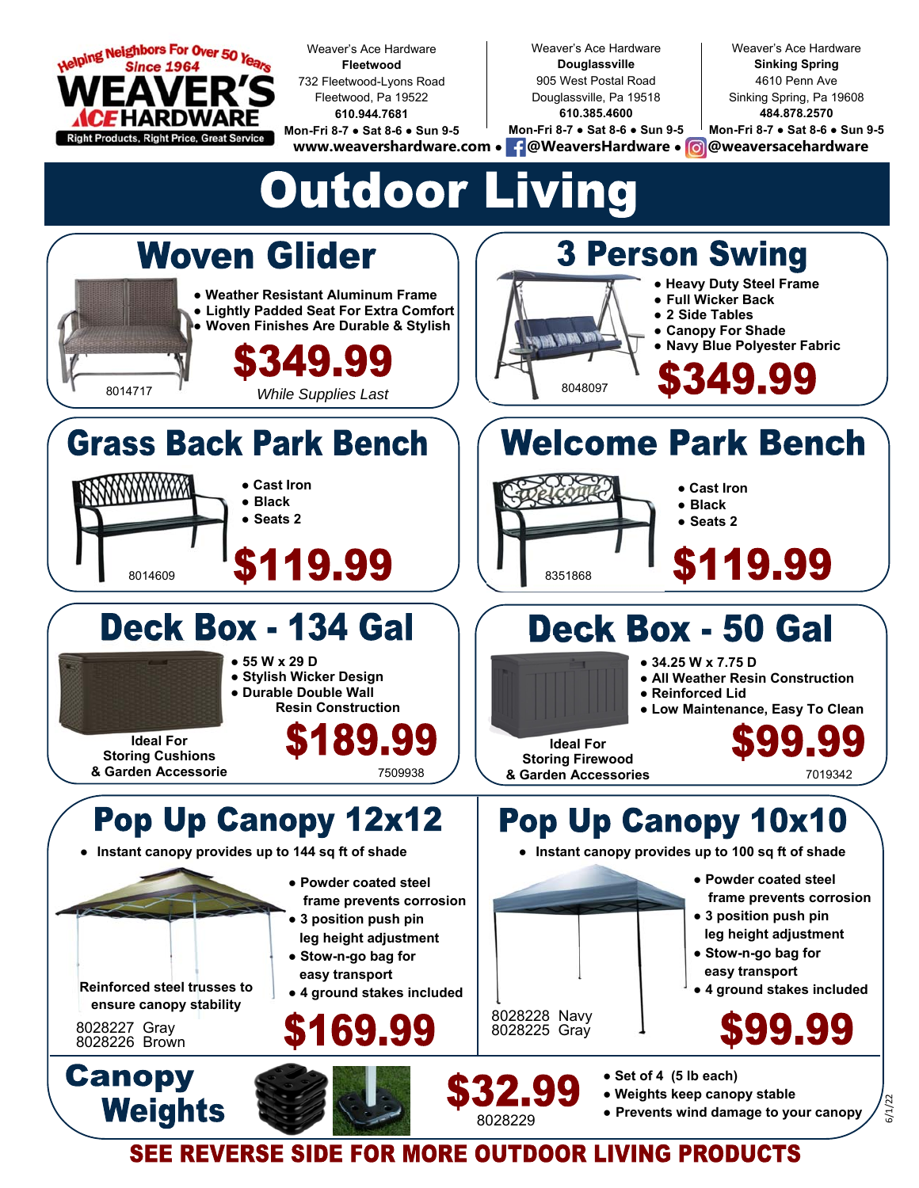Helping Neighbors For Over 50 Years Since 1964

**WEAVER'S ACE HARDWARE**

Right Products, Right Price, Great Service

Weaver's Ace Hardware
**Fleetwood**
732 Fleetwood-Lyons Road
Fleetwood, Pa 19522
**610.944.7681**
**Mon-Fri 8-7 • Sat 8-6 • Sun 9-5**

Weaver's Ace Hardware
**Douglassville**
905 West Postal Road
Douglassville, Pa 19518
**610.385.4600**
**Mon-Fri 8-7 • Sat 8-6 • Sun 9-5**

Weaver's Ace Hardware
**Sinking Spring**
4610 Penn Ave
Sinking Spring, Pa 19608
**484.878.2570**
**Mon-Fri 8-7 • Sat 8-6 • Sun 9-5**

**www.weavershardware.com • @WeaversHardware • @weaversacehardware**

# Outdoor Living

## Woven Glider

- Weather Resistant Aluminum Frame
- Lightly Padded Seat For Extra Comfort
- Woven Finishes Are Durable & Stylish

**$349.99**

8014717

*While Supplies Last*

## 3 Person Swing

- Heavy Duty Steel Frame
- Full Wicker Back
- 2 Side Tables
- Canopy For Shade
- Navy Blue Polyester Fabric

8048097

**$349.99**

## Grass Back Park Bench

- Cast Iron
- Black
- Seats 2

8014609

**$119.99**

## Welcome Park Bench

- Cast Iron
- Black
- Seats 2

8351868

**$119.99**

## Deck Box - 134 Gal

- 55 W x 29 D
- Stylish Wicker Design
- Durable Double Wall Resin Construction

**Ideal For Storing Cushions & Garden Accessorie**

**$189.99**

7509938

## Deck Box - 50 Gal

- 34.25 W x 7.75 D
- All Weather Resin Construction
- Reinforced Lid
- Low Maintenance, Easy To Clean

**Ideal For Storing Firewood & Garden Accessories**

**$99.99**

7019342

## Pop Up Canopy 12x12

- Instant canopy provides up to 144 sq ft of shade
- Powder coated steel frame prevents corrosion
- 3 position push pin leg height adjustment
- Stow-n-go bag for easy transport
- 4 ground stakes included

**Reinforced steel trusses to ensure canopy stability**

8028227 Gray
8028226 Brown

**$169.99**

## Pop Up Canopy 10x10

- Instant canopy provides up to 100 sq ft of shade
- Powder coated steel frame prevents corrosion
- 3 position push pin leg height adjustment
- Stow-n-go bag for easy transport
- 4 ground stakes included

8028228 Navy
8028225 Gray

**$99.99**

## Canopy Weights

**$32.99**

8028229

- Set of 4 (5 lb each)
- Weights keep canopy stable
- Prevents wind damage to your canopy

6/1/22

**SEE REVERSE SIDE FOR MORE OUTDOOR LIVING PRODUCTS**